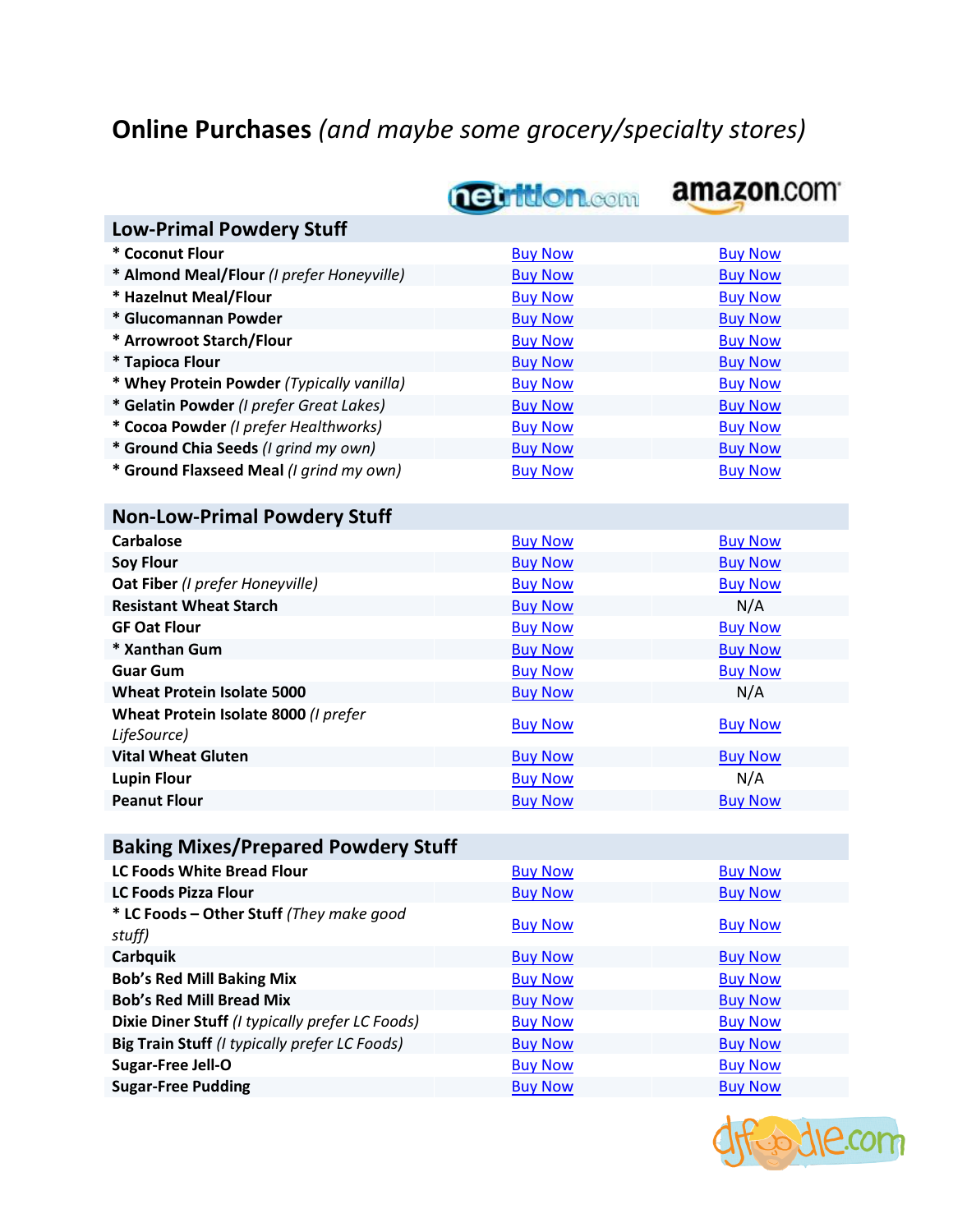# **Online Purchases** *(and maybe some grocery/specialty stores)*

| | netrition.com | amazon.com |
|---|---|---|
| **Low-Primal Powdery Stuff** | | |
| **\* Coconut Flour** | Buy Now | Buy Now |
| **\* Almond Meal/Flour** *(I prefer Honeyville)* | Buy Now | Buy Now |
| **\* Hazelnut Meal/Flour** | Buy Now | Buy Now |
| **\* Glucomannan Powder** | Buy Now | Buy Now |
| **\* Arrowroot Starch/Flour** | Buy Now | Buy Now |
| **\* Tapioca Flour** | Buy Now | Buy Now |
| **\* Whey Protein Powder** *(Typically vanilla)* | Buy Now | Buy Now |
| **\* Gelatin Powder** *(I prefer Great Lakes)* | Buy Now | Buy Now |
| **\* Cocoa Powder** *(I prefer Healthworks)* | Buy Now | Buy Now |
| **\* Ground Chia Seeds** *(I grind my own)* | Buy Now | Buy Now |
| **\* Ground Flaxseed Meal** *(I grind my own)* | Buy Now | Buy Now |
| **Non-Low-Primal Powdery Stuff** | | |
| **Carbalose** | Buy Now | Buy Now |
| **Soy Flour** | Buy Now | Buy Now |
| **Oat Fiber** *(I prefer Honeyville)* | Buy Now | Buy Now |
| **Resistant Wheat Starch** | Buy Now | N/A |
| **GF Oat Flour** | Buy Now | Buy Now |
| **\* Xanthan Gum** | Buy Now | Buy Now |
| **Guar Gum** | Buy Now | Buy Now |
| **Wheat Protein Isolate 5000** | Buy Now | N/A |
| **Wheat Protein Isolate 8000** *(I prefer LifeSource)* | Buy Now | Buy Now |
| **Vital Wheat Gluten** | Buy Now | Buy Now |
| **Lupin Flour** | Buy Now | N/A |
| **Peanut Flour** | Buy Now | Buy Now |
| **Baking Mixes/Prepared Powdery Stuff** | | |
| **LC Foods White Bread Flour** | Buy Now | Buy Now |
| **LC Foods Pizza Flour** | Buy Now | Buy Now |
| **\* LC Foods – Other Stuff** *(They make good stuff)* | Buy Now | Buy Now |
| **Carbquik** | Buy Now | Buy Now |
| **Bob's Red Mill Baking Mix** | Buy Now | Buy Now |
| **Bob's Red Mill Bread Mix** | Buy Now | Buy Now |
| **Dixie Diner Stuff** *(I typically prefer LC Foods)* | Buy Now | Buy Now |
| **Big Train Stuff** *(I typically prefer LC Foods)* | Buy Now | Buy Now |
| **Sugar-Free Jell-O** | Buy Now | Buy Now |
| **Sugar-Free Pudding** | Buy Now | Buy Now |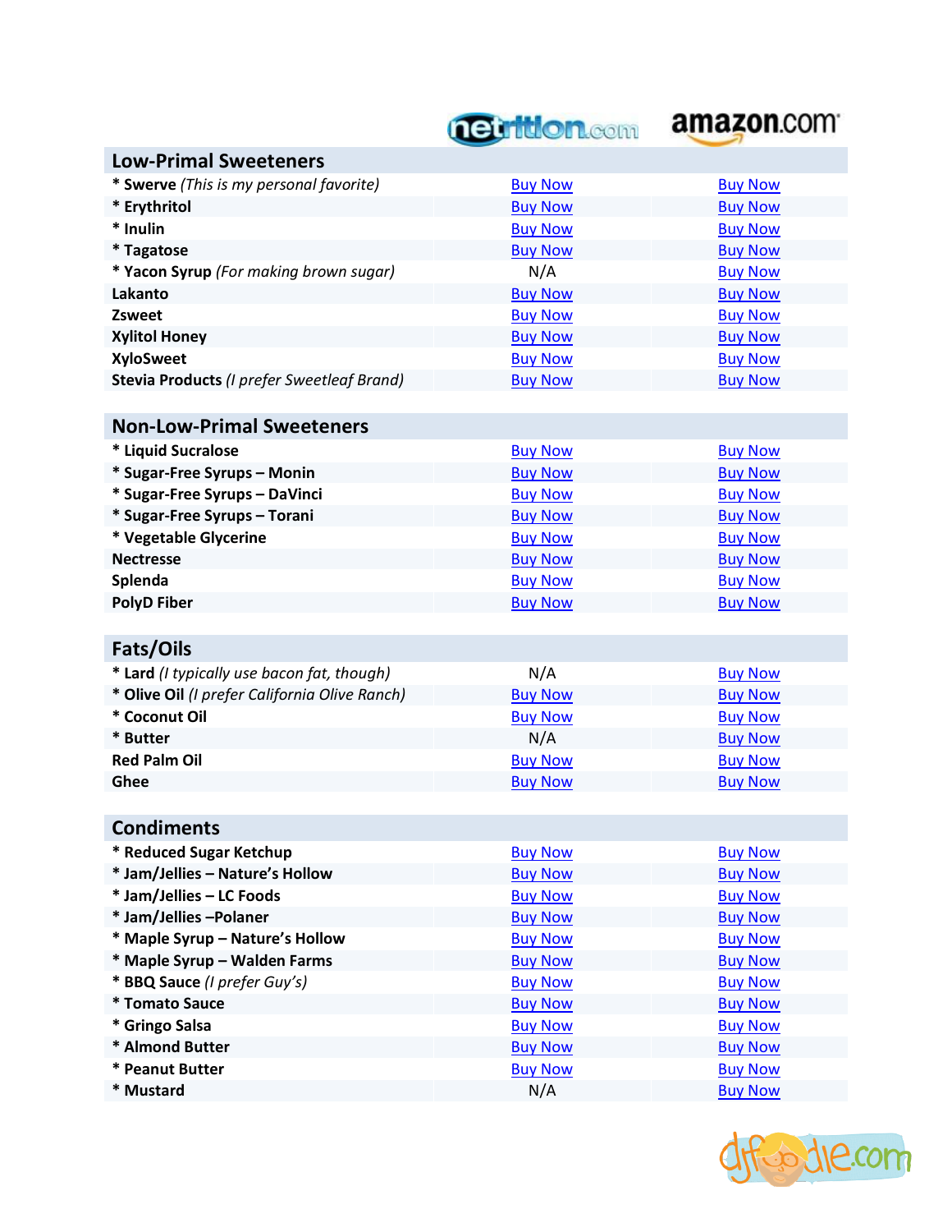| | netrition.com | amazon.com |
|---|---|---|
| **Low-Primal Sweeteners** | | |
| * **Swerve** *(This is my personal favorite)* | Buy Now | Buy Now |
| * **Erythritol** | Buy Now | Buy Now |
| * **Inulin** | Buy Now | Buy Now |
| * **Tagatose** | Buy Now | Buy Now |
| * **Yacon Syrup** *(For making brown sugar)* | N/A | Buy Now |
| **Lakanto** | Buy Now | Buy Now |
| **Zsweet** | Buy Now | Buy Now |
| **Xylitol Honey** | Buy Now | Buy Now |
| **XyloSweet** | Buy Now | Buy Now |
| **Stevia Products** *(I prefer Sweetleaf Brand)* | Buy Now | Buy Now |
| **Non-Low-Primal Sweeteners** | | |
| * **Liquid Sucralose** | Buy Now | Buy Now |
| * **Sugar-Free Syrups – Monin** | Buy Now | Buy Now |
| * **Sugar-Free Syrups – DaVinci** | Buy Now | Buy Now |
| * **Sugar-Free Syrups – Torani** | Buy Now | Buy Now |
| * **Vegetable Glycerine** | Buy Now | Buy Now |
| **Nectresse** | Buy Now | Buy Now |
| **Splenda** | Buy Now | Buy Now |
| **PolyD Fiber** | Buy Now | Buy Now |
| **Fats/Oils** | | |
| * **Lard** *(I typically use bacon fat, though)* | N/A | Buy Now |
| * **Olive Oil** *(I prefer California Olive Ranch)* | Buy Now | Buy Now |
| * **Coconut Oil** | Buy Now | Buy Now |
| * **Butter** | N/A | Buy Now |
| **Red Palm Oil** | Buy Now | Buy Now |
| **Ghee** | Buy Now | Buy Now |
| **Condiments** | | |
| * **Reduced Sugar Ketchup** | Buy Now | Buy Now |
| * **Jam/Jellies – Nature's Hollow** | Buy Now | Buy Now |
| * **Jam/Jellies – LC Foods** | Buy Now | Buy Now |
| * **Jam/Jellies –Polaner** | Buy Now | Buy Now |
| * **Maple Syrup – Nature's Hollow** | Buy Now | Buy Now |
| * **Maple Syrup – Walden Farms** | Buy Now | Buy Now |
| * **BBQ Sauce** *(I prefer Guy's)* | Buy Now | Buy Now |
| * **Tomato Sauce** | Buy Now | Buy Now |
| * **Gringo Salsa** | Buy Now | Buy Now |
| * **Almond Butter** | Buy Now | Buy Now |
| * **Peanut Butter** | Buy Now | Buy Now |
| * **Mustard** | N/A | Buy Now |

djfoodie.com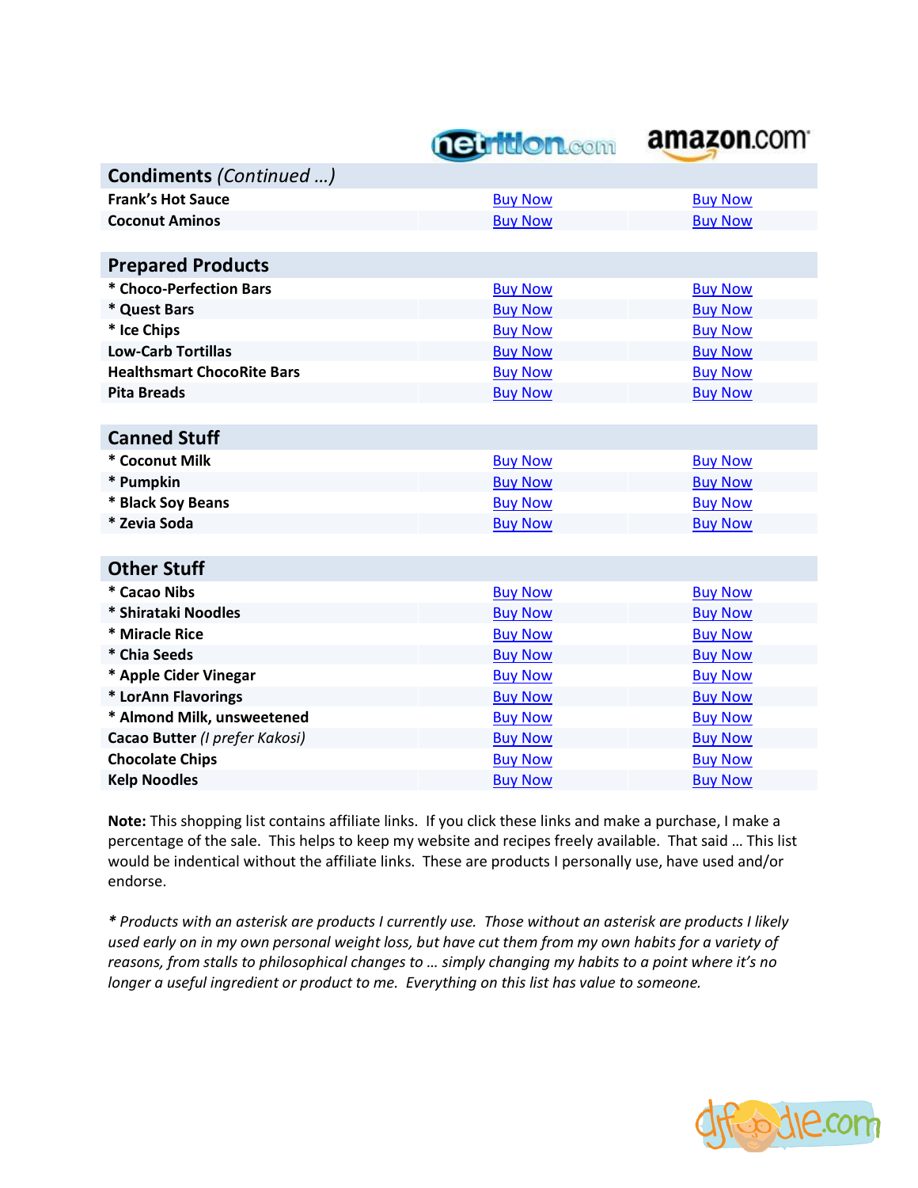| | netrition.com | amazon.com |
|---|---|---|
| **Condiments** *(Continued …)* | | |
| **Frank's Hot Sauce** | Buy Now | Buy Now |
| **Coconut Aminos** | Buy Now | Buy Now |
| | | |
| **Prepared Products** | | |
| **\* Choco-Perfection Bars** | Buy Now | Buy Now |
| **\* Quest Bars** | Buy Now | Buy Now |
| **\* Ice Chips** | Buy Now | Buy Now |
| **Low-Carb Tortillas** | Buy Now | Buy Now |
| **Healthsmart ChocoRite Bars** | Buy Now | Buy Now |
| **Pita Breads** | Buy Now | Buy Now |
| | | |
| **Canned Stuff** | | |
| **\* Coconut Milk** | Buy Now | Buy Now |
| **\* Pumpkin** | Buy Now | Buy Now |
| **\* Black Soy Beans** | Buy Now | Buy Now |
| **\* Zevia Soda** | Buy Now | Buy Now |
| | | |
| **Other Stuff** | | |
| **\* Cacao Nibs** | Buy Now | Buy Now |
| **\* Shirataki Noodles** | Buy Now | Buy Now |
| **\* Miracle Rice** | Buy Now | Buy Now |
| **\* Chia Seeds** | Buy Now | Buy Now |
| **\* Apple Cider Vinegar** | Buy Now | Buy Now |
| **\* LorAnn Flavorings** | Buy Now | Buy Now |
| **\* Almond Milk, unsweetened** | Buy Now | Buy Now |
| **Cacao Butter** *(I prefer Kakosi)* | Buy Now | Buy Now |
| **Chocolate Chips** | Buy Now | Buy Now |
| **Kelp Noodles** | Buy Now | Buy Now |

**Note:** This shopping list contains affiliate links. If you click these links and make a purchase, I make a percentage of the sale. This helps to keep my website and recipes freely available. That said … This list would be indentical without the affiliate links. These are products I personally use, have used and/or endorse.

*\* Products with an asterisk are products I currently use. Those without an asterisk are products I likely used early on in my own personal weight loss, but have cut them from my own habits for a variety of reasons, from stalls to philosophical changes to … simply changing my habits to a point where it's no longer a useful ingredient or product to me. Everything on this list has value to someone.*

djfoodie.com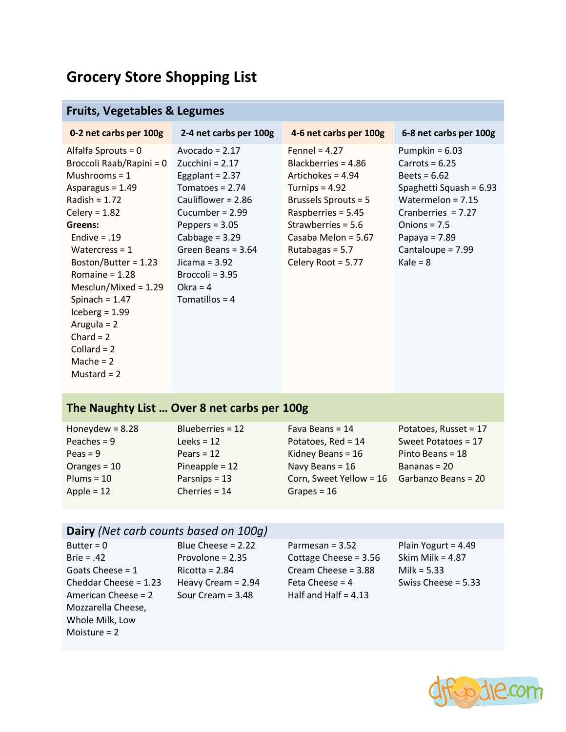# Grocery Store Shopping List

## Fruits, Vegetables & Legumes

| 0-2 net carbs per 100g | 2-4 net carbs per 100g | 4-6 net carbs per 100g | 6-8 net carbs per 100g |
|---|---|---|---|
| Alfalfa Sprouts = 0 | Avocado = 2.17 | Fennel = 4.27 | Pumpkin = 6.03 |
| Broccoli Raab/Rapini = 0 | Zucchini = 2.17 | Blackberries = 4.86 | Carrots = 6.25 |
| Mushrooms = 1 | Eggplant = 2.37 | Artichokes = 4.94 | Beets = 6.62 |
| Asparagus = 1.49 | Tomatoes = 2.74 | Turnips = 4.92 | Spaghetti Squash = 6.93 |
| Radish = 1.72 | Cauliflower = 2.86 | Brussels Sprouts = 5 | Watermelon = 7.15 |
| Celery = 1.82 | Cucumber = 2.99 | Raspberries = 5.45 | Cranberries = 7.27 |
| **Greens:** | Peppers = 3.05 | Strawberries = 5.6 | Onions = 7.5 |
| Endive = .19 | Cabbage = 3.29 | Casaba Melon = 5.67 | Papaya = 7.89 |
| Watercress = 1 | Green Beans = 3.64 | Rutabagas = 5.7 | Cantaloupe = 7.99 |
| Boston/Butter = 1.23 | Jicama = 3.92 | Celery Root = 5.77 | Kale = 8 |
| Romaine = 1.28 | Broccoli = 3.95 | | |
| Mesclun/Mixed = 1.29 | Okra = 4 | | |
| Spinach = 1.47 | Tomatillos = 4 | | |
| Iceberg = 1.99 | | | |
| Arugula = 2 | | | |
| Chard = 2 | | | |
| Collard = 2 | | | |
| Mache = 2 | | | |
| Mustard = 2 | | | |

## The Naughty List … Over 8 net carbs per 100g

| | | | |
|---|---|---|---|
| Honeydew = 8.28 | Blueberries = 12 | Fava Beans = 14 | Potatoes, Russet = 17 |
| Peaches = 9 | Leeks = 12 | Potatoes, Red = 14 | Sweet Potatoes = 17 |
| Peas = 9 | Pears = 12 | Kidney Beans = 16 | Pinto Beans = 18 |
| Oranges = 10 | Pineapple = 12 | Navy Beans = 16 | Bananas = 20 |
| Plums = 10 | Parsnips = 13 | Corn, Sweet Yellow = 16 | Garbanzo Beans = 20 |
| Apple = 12 | Cherries = 14 | Grapes = 16 | |

## Dairy *(Net carb counts based on 100g)*

| | | | |
|---|---|---|---|
| Butter = 0 | Blue Cheese = 2.22 | Parmesan = 3.52 | Plain Yogurt = 4.49 |
| Brie = .42 | Provolone = 2.35 | Cottage Cheese = 3.56 | Skim Milk = 4.87 |
| Goats Cheese = 1 | Ricotta = 2.84 | Cream Cheese = 3.88 | Milk = 5.33 |
| Cheddar Cheese = 1.23 | Heavy Cream = 2.94 | Feta Cheese = 4 | Swiss Cheese = 5.33 |
| American Cheese = 2 | Sour Cream = 3.48 | Half and Half = 4.13 | |
| Mozzarella Cheese, Whole Milk, Low Moisture = 2 | | | |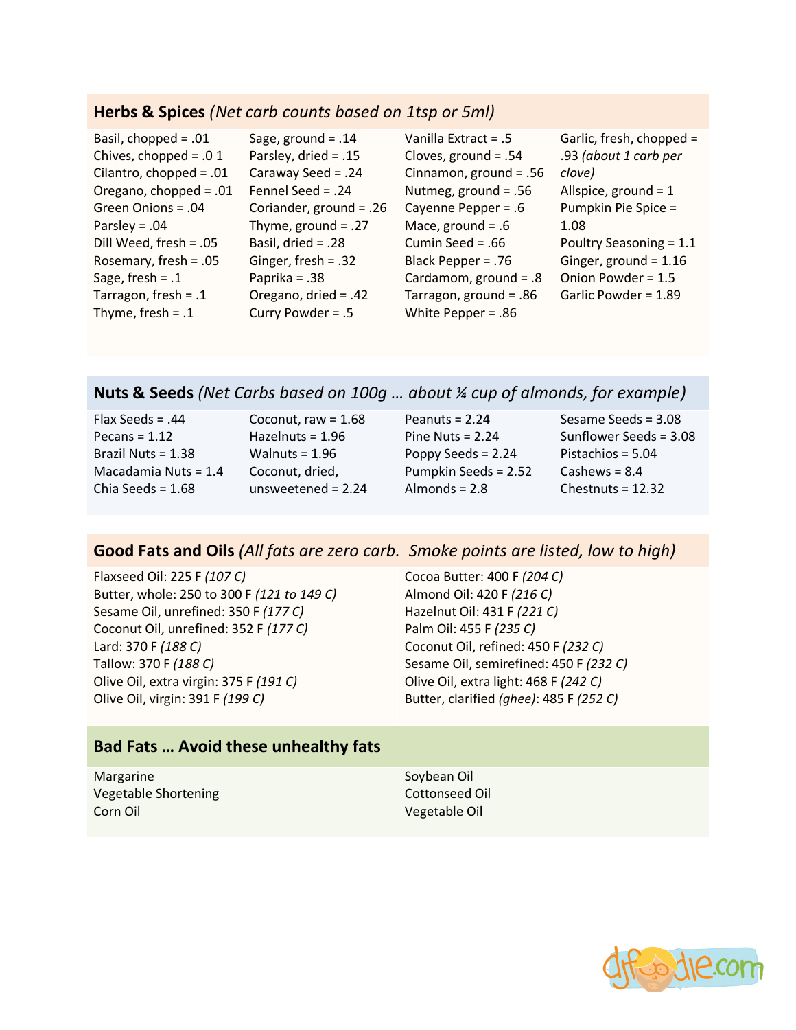## **Herds & Spices** *(Net carb counts based on 1tsp or 5ml)*

Basil, chopped = .01
Chives, chopped = .0 1
Cilantro, chopped = .01
Oregano, chopped = .01
Green Onions = .04
Parsley = .04
Dill Weed, fresh = .05
Rosemary, fresh = .05
Sage, fresh = .1
Tarragon, fresh = .1
Thyme, fresh = .1

Sage, ground = .14
Parsley, dried = .15
Caraway Seed = .24
Fennel Seed = .24
Coriander, ground = .26
Thyme, ground = .27
Basil, dried = .28
Ginger, fresh = .32
Paprika = .38
Oregano, dried = .42
Curry Powder = .5

Vanilla Extract = .5
Cloves, ground = .54
Cinnamon, ground = .56
Nutmeg, ground = .56
Cayenne Pepper = .6
Mace, ground = .6
Cumin Seed = .66
Black Pepper = .76
Cardamom, ground = .8
Tarragon, ground = .86
White Pepper = .86

Garlic, fresh, chopped = .93 *(about 1 carb per clove)*
Allspice, ground = 1
Pumpkin Pie Spice = 1.08
Poultry Seasoning = 1.1
Ginger, ground = 1.16
Onion Powder = 1.5
Garlic Powder = 1.89

## **Nuts & Seeds** *(Net Carbs based on 100g … about ¼ cup of almonds, for example)*

Flax Seeds = .44
Pecans = 1.12
Brazil Nuts = 1.38
Macadamia Nuts = 1.4
Chia Seeds = 1.68

Coconut, raw = 1.68
Hazelnuts = 1.96
Walnuts = 1.96
Coconut, dried, unsweetened = 2.24

Peanuts = 2.24
Pine Nuts = 2.24
Poppy Seeds = 2.24
Pumpkin Seeds = 2.52
Almonds = 2.8

Sesame Seeds = 3.08
Sunflower Seeds = 3.08
Pistachios = 5.04
Cashews = 8.4
Chestnuts = 12.32

## **Good Fats and Oils** *(All fats are zero carb. Smoke points are listed, low to high)*

Flaxseed Oil: 225 F *(107 C)*
Butter, whole: 250 to 300 F *(121 to 149 C)*
Sesame Oil, unrefined: 350 F *(177 C)*
Coconut Oil, unrefined: 352 F *(177 C)*
Lard: 370 F *(188 C)*
Tallow: 370 F *(188 C)*
Olive Oil, extra virgin: 375 F *(191 C)*
Olive Oil, virgin: 391 F *(199 C)*

Cocoa Butter: 400 F *(204 C)*
Almond Oil: 420 F *(216 C)*
Hazelnut Oil: 431 F *(221 C)*
Palm Oil: 455 F *(235 C)*
Coconut Oil, refined: 450 F *(232 C)*
Sesame Oil, semirefined: 450 F *(232 C)*
Olive Oil, extra light: 468 F *(242 C)*
Butter, clarified *(ghee)*: 485 F *(252 C)*

## **Bad Fats … Avoid these unhealthy fats**

Margarine
Vegetable Shortening
Corn Oil

Soybean Oil
Cottonseed Oil
Vegetable Oil

## **Herbs & Spices** *(Net carb counts based on 1tsp or 5ml)*

Basil, chopped = .01
Chives, chopped = .0 1
Cilantro, chopped = .01
Oregano, chopped = .01
Green Onions = .04
Parsley = .04
Dill Weed, fresh = .05
Rosemary, fresh = .05
Sage, fresh = .1
Tarragon, fresh = .1
Thyme, fresh = .1

Sage, ground = .14
Parsley, dried = .15
Caraway Seed = .24
Fennel Seed = .24
Coriander, ground = .26
Thyme, ground = .27
Basil, dried = .28
Ginger, fresh = .32
Paprika = .38
Oregano, dried = .42
Curry Powder = .5

Vanilla Extract = .5
Cloves, ground = .54
Cinnamon, ground = .56
Nutmeg, ground = .56
Cayenne Pepper = .6
Mace, ground = .6
Cumin Seed = .66
Black Pepper = .76
Cardamom, ground = .8
Tarragon, ground = .86
White Pepper = .86

Garlic, fresh, chopped = .93 *(about 1 carb per clove)*
Allspice, ground = 1
Pumpkin Pie Spice = 1.08
Poultry Seasoning = 1.1
Ginger, ground = 1.16
Onion Powder = 1.5
Garlic Powder = 1.89

## **Nuts & Seeds** *(Net Carbs based on 100g … about ¼ cup of almonds, for example)*

Flax Seeds = .44
Pecans = 1.12
Brazil Nuts = 1.38
Macadamia Nuts = 1.4
Chia Seeds = 1.68

Coconut, raw = 1.68
Hazelnuts = 1.96
Walnuts = 1.96
Coconut, dried, unsweetened = 2.24

Peanuts = 2.24
Pine Nuts = 2.24
Poppy Seeds = 2.24
Pumpkin Seeds = 2.52
Almonds = 2.8

Sesame Seeds = 3.08
Sunflower Seeds = 3.08
Pistachios = 5.04
Cashews = 8.4
Chestnuts = 12.32

## **Good Fats and Oils** *(All fats are zero carb. Smoke points are listed, low to high)*

Flaxseed Oil: 225 F *(107 C)*
Butter, whole: 250 to 300 F *(121 to 149 C)*
Sesame Oil, unrefined: 350 F *(177 C)*
Coconut Oil, unrefined: 352 F *(177 C)*
Lard: 370 F *(188 C)*
Tallow: 370 F *(188 C)*
Olive Oil, extra virgin: 375 F *(191 C)*
Olive Oil, virgin: 391 F *(199 C)*

Cocoa Butter: 400 F *(204 C)*
Almond Oil: 420 F *(216 C)*
Hazelnut Oil: 431 F *(221 C)*
Palm Oil: 455 F *(235 C)*
Coconut Oil, refined: 450 F *(232 C)*
Sesame Oil, semirefined: 450 F *(232 C)*
Olive Oil, extra light: 468 F *(242 C)*
Butter, clarified *(ghee)*: 485 F *(252 C)*

## **Bad Fats … Avoid these unhealthy fats**

Margarine
Vegetable Shortening
Corn Oil

Soybean Oil
Cottonseed Oil
Vegetable Oil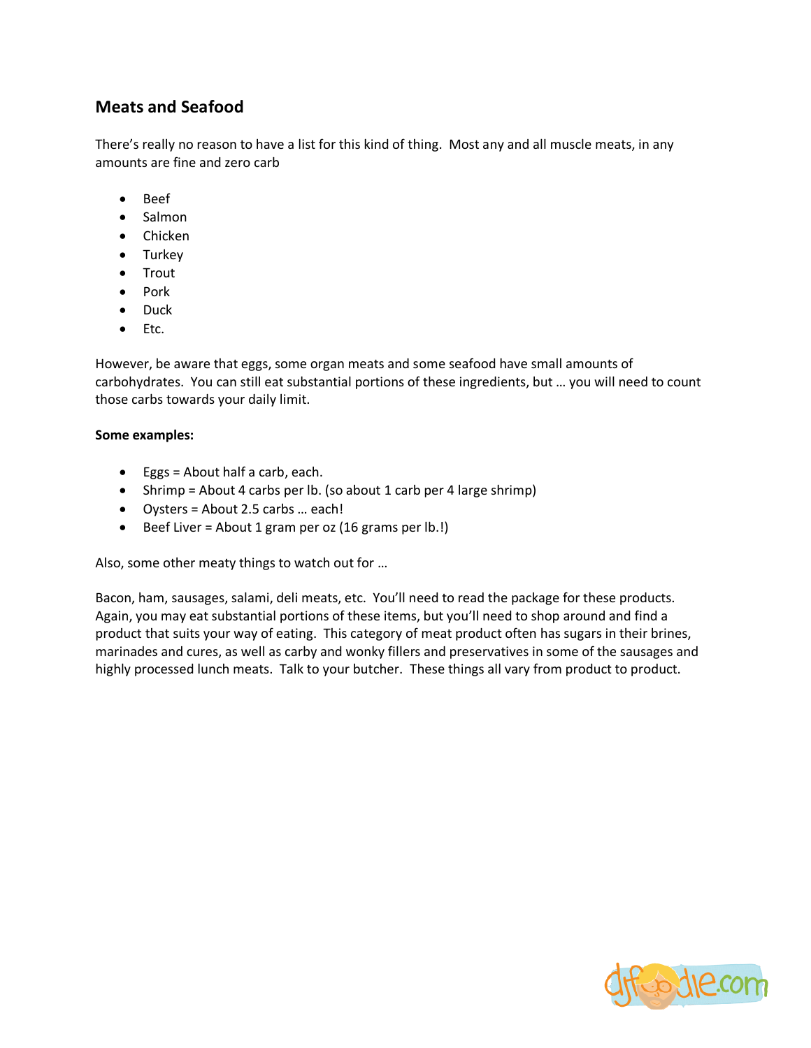## Meats and Seafood

There's really no reason to have a list for this kind of thing. Most any and all muscle meats, in any amounts are fine and zero carb

- Beef
- Salmon
- Chicken
- Turkey
- Trout
- Pork
- Duck
- Etc.

However, be aware that eggs, some organ meats and some seafood have small amounts of carbohydrates. You can still eat substantial portions of these ingredients, but … you will need to count those carbs towards your daily limit.

**Some examples:**

- Eggs = About half a carb, each.
- Shrimp = About 4 carbs per lb. (so about 1 carb per 4 large shrimp)
- Oysters = About 2.5 carbs … each!
- Beef Liver = About 1 gram per oz (16 grams per lb.!)

Also, some other meaty things to watch out for …

Bacon, ham, sausages, salami, deli meats, etc. You'll need to read the package for these products. Again, you may eat substantial portions of these items, but you'll need to shop around and find a product that suits your way of eating. This category of meat product often has sugars in their brines, marinades and cures, as well as carby and wonky fillers and preservatives in some of the sausages and highly processed lunch meats. Talk to your butcher. These things all vary from product to product.